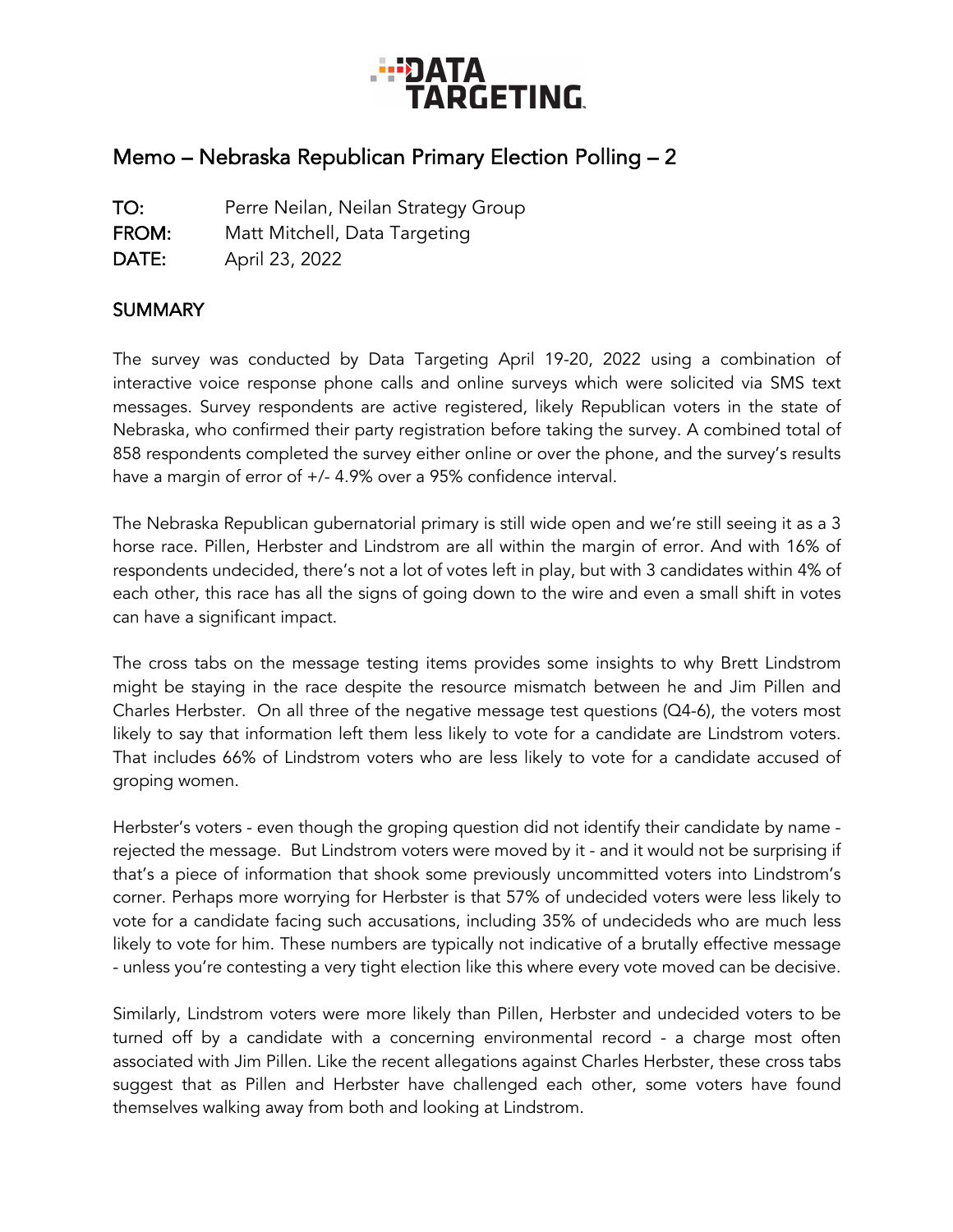DATA TARGETING

# Memo – Nebraska Republican Primary Election Polling – 2

**TO:** Perre Neilan, Neilan Strategy Group
**FROM:** Matt Mitchell, Data Targeting
**DATE:** April 23, 2022

## SUMMARY

The survey was conducted by Data Targeting April 19-20, 2022 using a combination of interactive voice response phone calls and online surveys which were solicited via SMS text messages. Survey respondents are active registered, likely Republican voters in the state of Nebraska, who confirmed their party registration before taking the survey. A combined total of 858 respondents completed the survey either online or over the phone, and the survey's results have a margin of error of +/- 4.9% over a 95% confidence interval.

The Nebraska Republican gubernatorial primary is still wide open and we're still seeing it as a 3 horse race. Pillen, Herbster and Lindstrom are all within the margin of error. And with 16% of respondents undecided, there's not a lot of votes left in play, but with 3 candidates within 4% of each other, this race has all the signs of going down to the wire and even a small shift in votes can have a significant impact.

The cross tabs on the message testing items provides some insights to why Brett Lindstrom might be staying in the race despite the resource mismatch between he and Jim Pillen and Charles Herbster. On all three of the negative message test questions (Q4-6), the voters most likely to say that information left them less likely to vote for a candidate are Lindstrom voters. That includes 66% of Lindstrom voters who are less likely to vote for a candidate accused of groping women.

Herbster's voters - even though the groping question did not identify their candidate by name - rejected the message. But Lindstrom voters were moved by it - and it would not be surprising if that's a piece of information that shook some previously uncommitted voters into Lindstrom's corner. Perhaps more worrying for Herbster is that 57% of undecided voters were less likely to vote for a candidate facing such accusations, including 35% of undecideds who are much less likely to vote for him. These numbers are typically not indicative of a brutally effective message - unless you're contesting a very tight election like this where every vote moved can be decisive.

Similarly, Lindstrom voters were more likely than Pillen, Herbster and undecided voters to be turned off by a candidate with a concerning environmental record - a charge most often associated with Jim Pillen. Like the recent allegations against Charles Herbster, these cross tabs suggest that as Pillen and Herbster have challenged each other, some voters have found themselves walking away from both and looking at Lindstrom.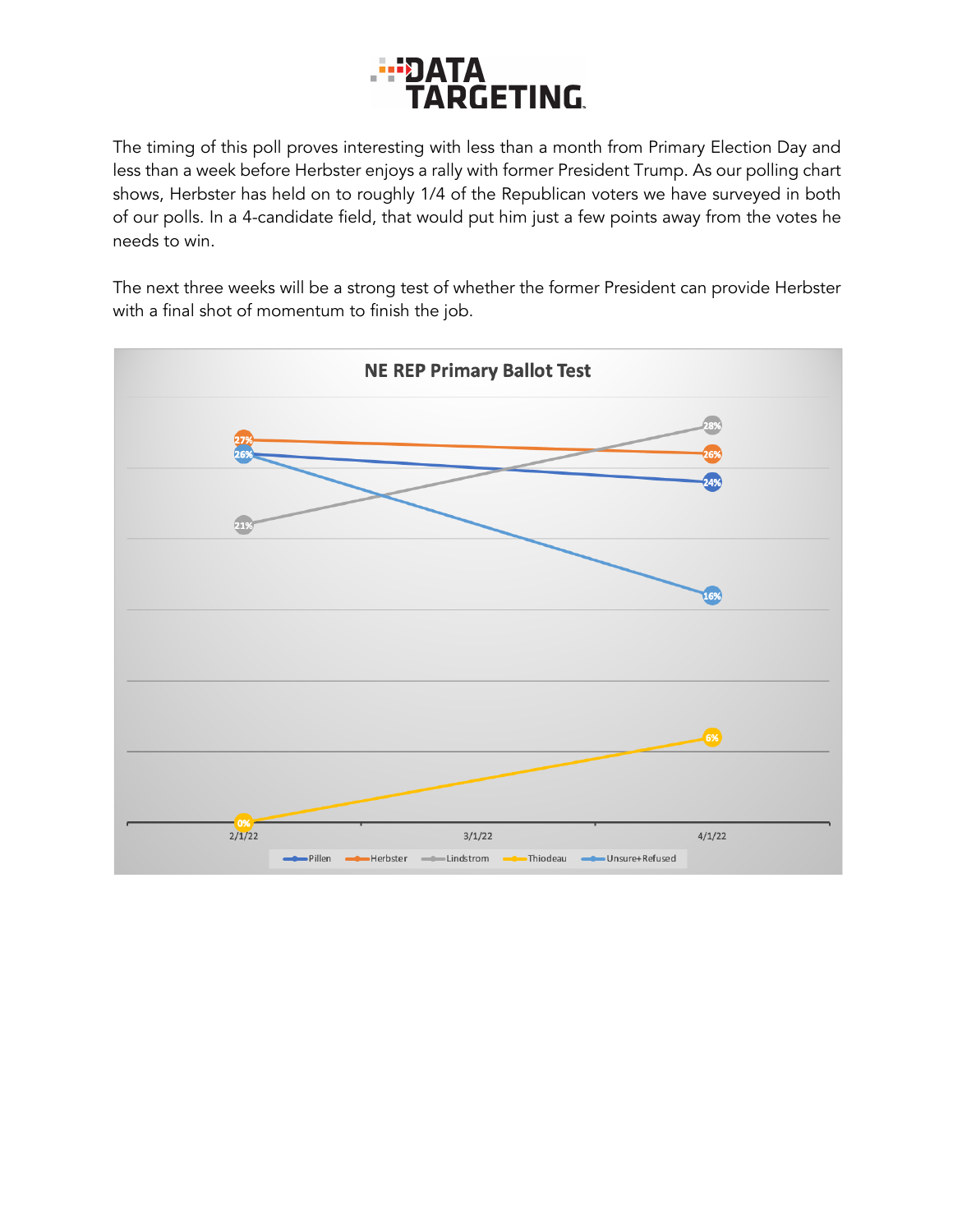The timing of this poll proves interesting with less than a month from Primary Election Day and less than a week before Herbster enjoys a rally with former President Trump. As our polling chart shows, Herbster has held on to roughly 1/4 of the Republican voters we have surveyed in both of our polls. In a 4-candidate field, that would put him just a few points away from the votes he needs to win.

The next three weeks will be a strong test of whether the former President can provide Herbster with a final shot of momentum to finish the job.

NE REP Primary Ballot Test

27%
26%
21%
0%
28%
26%
24%
16%
6%

2/1/22
3/1/22
4/1/22

Pillen
Herbster
Lindstrom
Thiodeau
Unsure+Refused